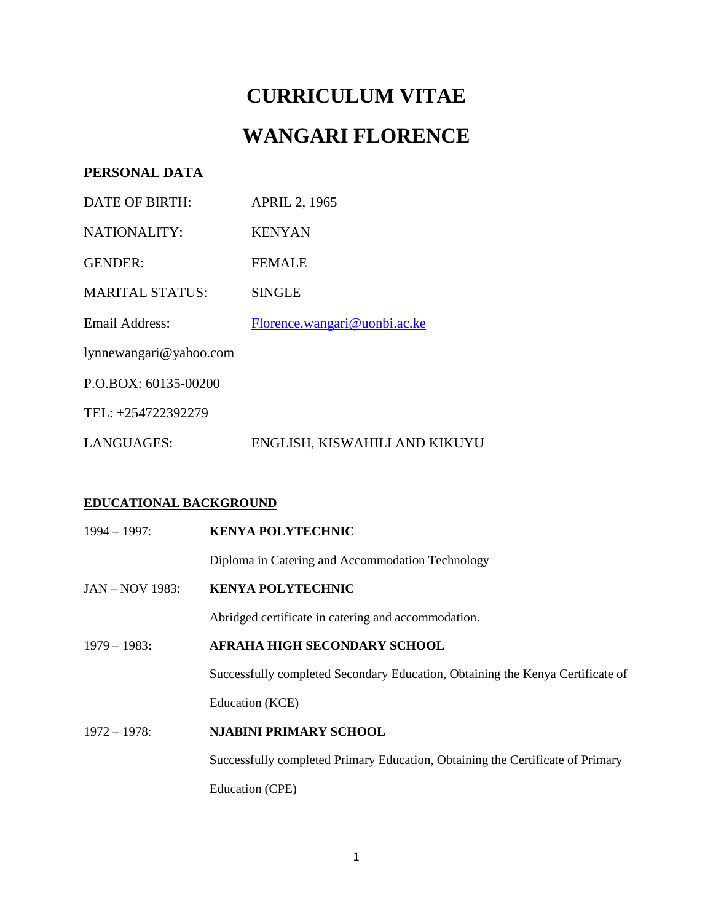# CURRICULUM VITAE

# WANGARI FLORENCE

**PERSONAL DATA**

DATE OF BIRTH: APRIL 2, 1965

NATIONALITY: KENYAN

GENDER: FEMALE

MARITAL STATUS: SINGLE

Email Address: Florence.wangari@uonbi.ac.ke

lynnewangari@yahoo.com

P.O.BOX: 60135-00200

TEL: +254722392279

LANGUAGES: ENGLISH, KISWAHILI AND KIKUYU

## EDUCATIONAL BACKGROUND

1994 – 1997: **KENYA POLYTECHNIC**

Diploma in Catering and Accommodation Technology

JAN – NOV 1983: **KENYA POLYTECHNIC**

Abridged certificate in catering and accommodation.

1979 – 1983**:** **AFRAHA HIGH SECONDARY SCHOOL**

Successfully completed Secondary Education, Obtaining the Kenya Certificate of Education (KCE)

1972 – 1978: **NJABINI PRIMARY SCHOOL**

Successfully completed Primary Education, Obtaining the Certificate of Primary Education (CPE)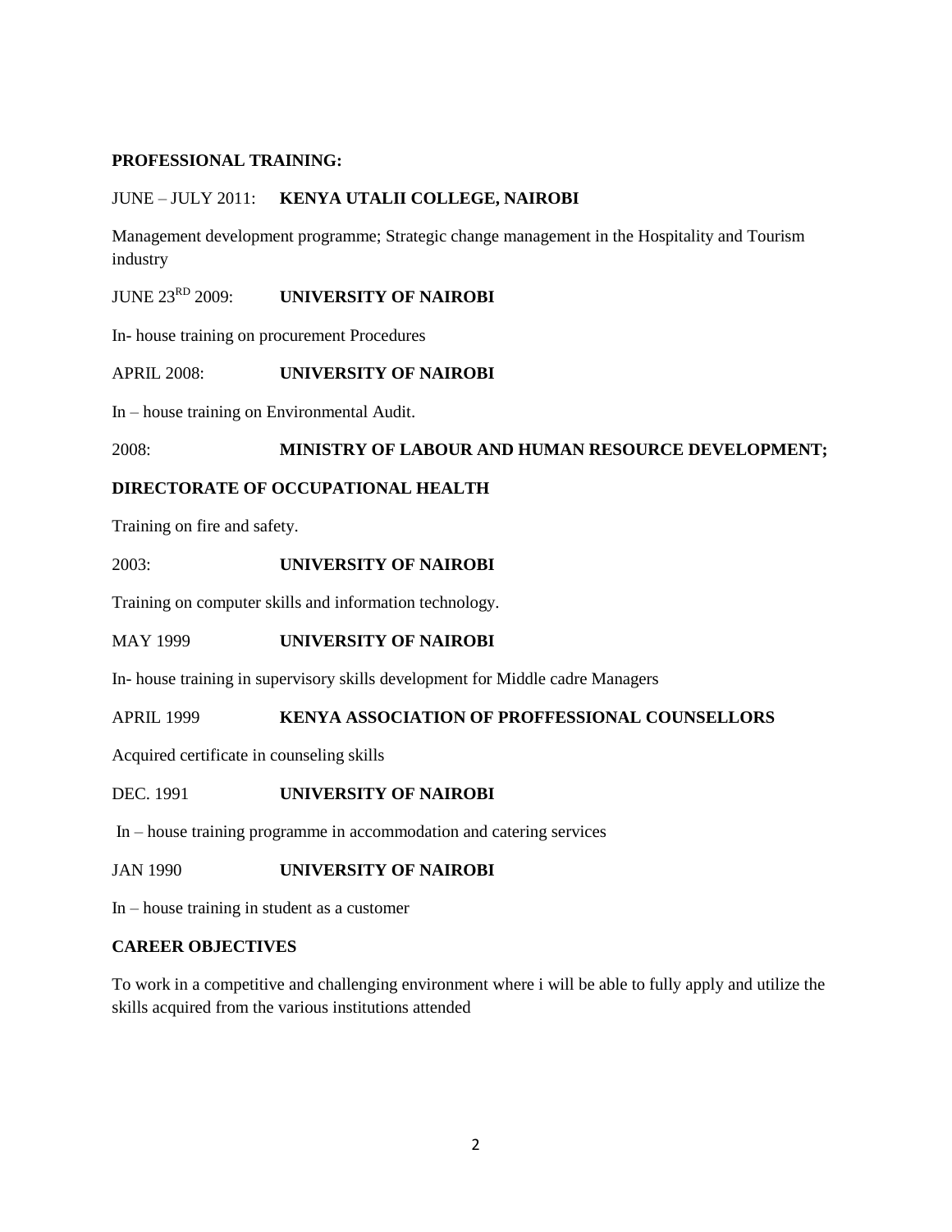**PROFESSIONAL TRAINING:**

JUNE – JULY 2011: **KENYA UTALII COLLEGE, NAIROBI**

Management development programme; Strategic change management in the Hospitality and Tourism industry

JUNE 23RD 2009: **UNIVERSITY OF NAIROBI**

In- house training on procurement Procedures

APRIL 2008: **UNIVERSITY OF NAIROBI**

In – house training on Environmental Audit.

2008: **MINISTRY OF LABOUR AND HUMAN RESOURCE DEVELOPMENT;**

**DIRECTORATE OF OCCUPATIONAL HEALTH**

Training on fire and safety.

2003: **UNIVERSITY OF NAIROBI**

Training on computer skills and information technology.

MAY 1999 **UNIVERSITY OF NAIROBI**

In- house training in supervisory skills development for Middle cadre Managers

APRIL 1999 **KENYA ASSOCIATION OF PROFFESSIONAL COUNSELLORS**

Acquired certificate in counseling skills

DEC. 1991 **UNIVERSITY OF NAIROBI**

In – house training programme in accommodation and catering services

JAN 1990 **UNIVERSITY OF NAIROBI**

In – house training in student as a customer

**CAREER OBJECTIVES**

To work in a competitive and challenging environment where i will be able to fully apply and utilize the skills acquired from the various institutions attended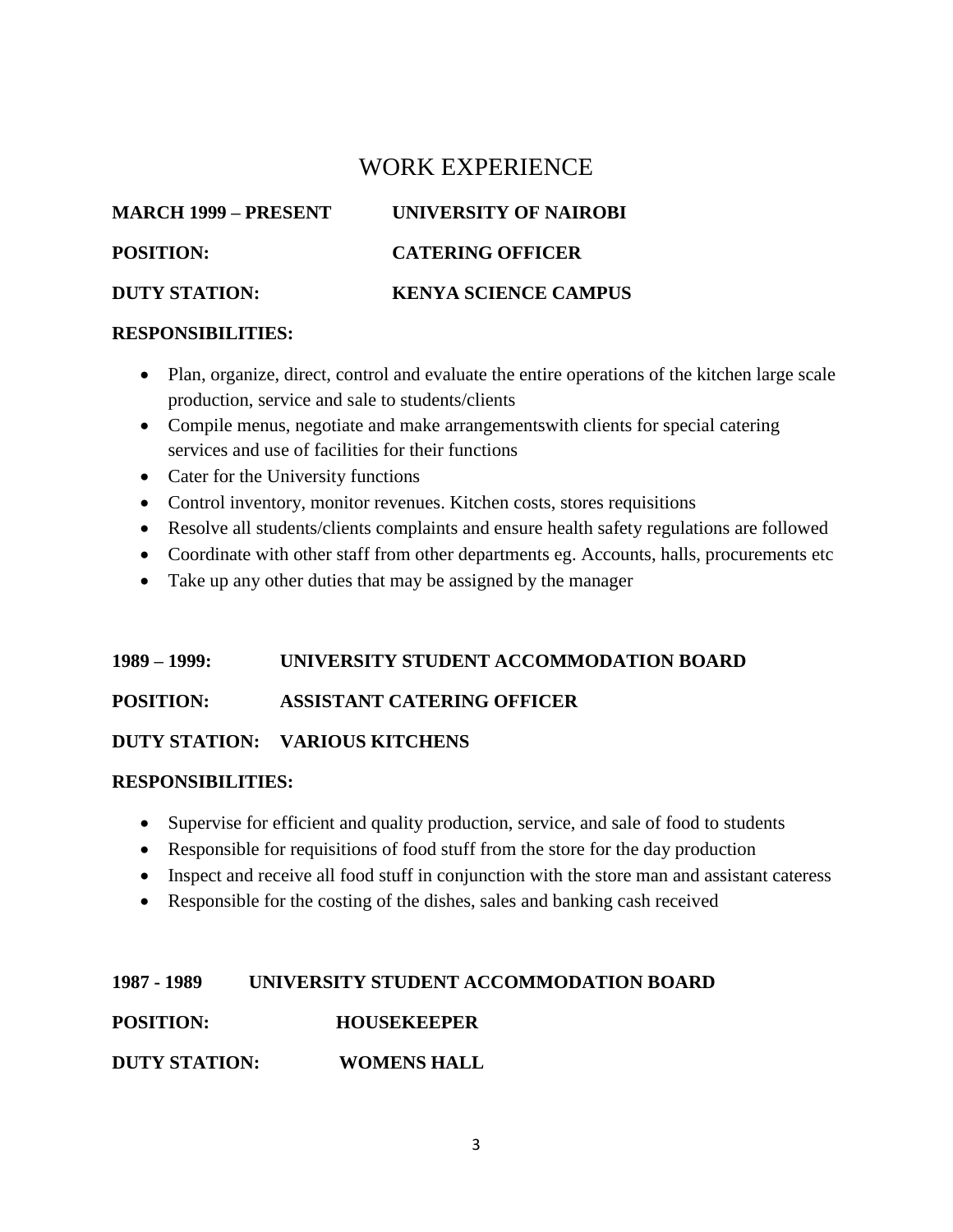# WORK EXPERIENCE

**MARCH 1999 – PRESENT** **UNIVERSITY OF NAIROBI**

**POSITION:** **CATERING OFFICER**

**DUTY STATION:** **KENYA SCIENCE CAMPUS**

**RESPONSIBILITIES:**

- Plan, organize, direct, control and evaluate the entire operations of the kitchen large scale production, service and sale to students/clients
- Compile menus, negotiate and make arrangementswith clients for special catering services and use of facilities for their functions
- Cater for the University functions
- Control inventory, monitor revenues. Kitchen costs, stores requisitions
- Resolve all students/clients complaints and ensure health safety regulations are followed
- Coordinate with other staff from other departments eg. Accounts, halls, procurements etc
- Take up any other duties that may be assigned by the manager

**1989 – 1999:** **UNIVERSITY STUDENT ACCOMMODATION BOARD**

**POSITION:** **ASSISTANT CATERING OFFICER**

**DUTY STATION:** **VARIOUS KITCHENS**

**RESPONSIBILITIES:**

- Supervise for efficient and quality production, service, and sale of food to students
- Responsible for requisitions of food stuff from the store for the day production
- Inspect and receive all food stuff in conjunction with the store man and assistant cateress
- Responsible for the costing of the dishes, sales and banking cash received

**1987 - 1989** **UNIVERSITY STUDENT ACCOMMODATION BOARD**

**POSITION:** **HOUSEKEEPER**

**DUTY STATION:** **WOMENS HALL**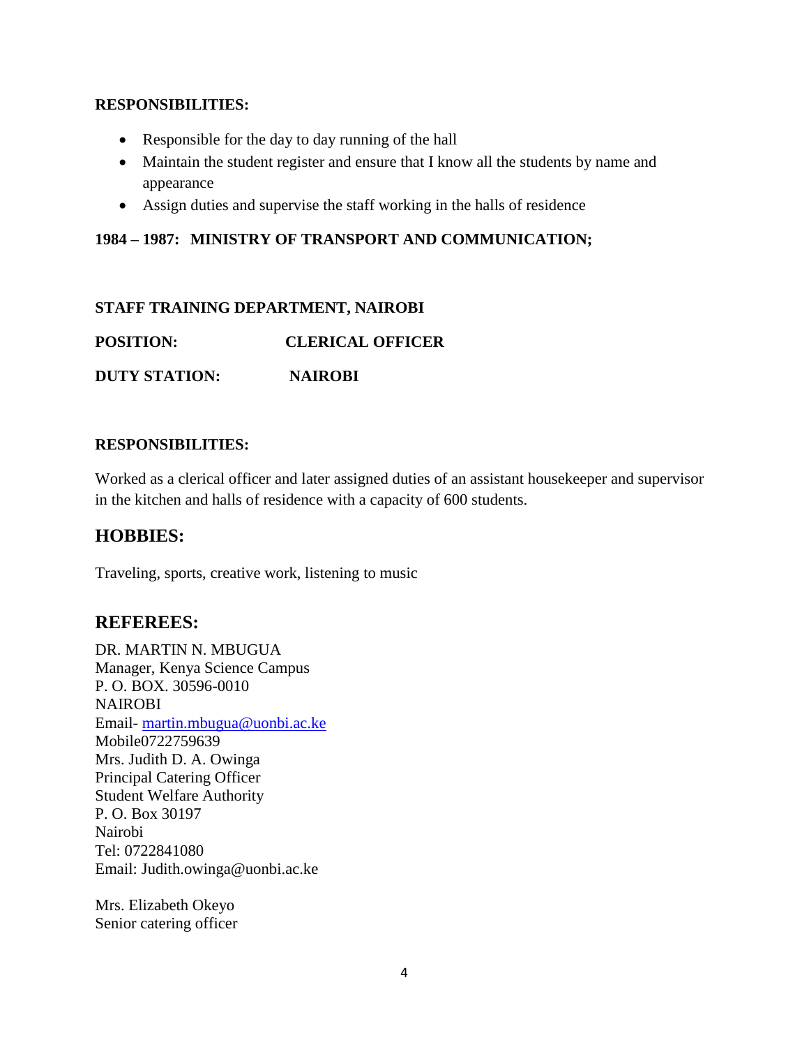**RESPONSIBILITIES:**

- Responsible for the day to day running of the hall
- Maintain the student register and ensure that I know all the students by name and appearance
- Assign duties and supervise the staff working in the halls of residence

**1984 – 1987: MINISTRY OF TRANSPORT AND COMMUNICATION;**

**STAFF TRAINING DEPARTMENT, NAIROBI**

**POSITION:** **CLERICAL OFFICER**

**DUTY STATION:** **NAIROBI**

**RESPONSIBILITIES:**

Worked as a clerical officer and later assigned duties of an assistant housekeeper and supervisor in the kitchen and halls of residence with a capacity of 600 students.

## HOBBIES:

Traveling, sports, creative work, listening to music

## REFEREES:

DR. MARTIN N. MBUGUA
Manager, Kenya Science Campus
P. O. BOX. 30596-0010
NAIROBI
Email- martin.mbugua@uonbi.ac.ke
Mobile0722759639
Mrs. Judith D. A. Owinga
Principal Catering Officer
Student Welfare Authority
P. O. Box 30197
Nairobi
Tel: 0722841080
Email: Judith.owinga@uonbi.ac.ke

Mrs. Elizabeth Okeyo
Senior catering officer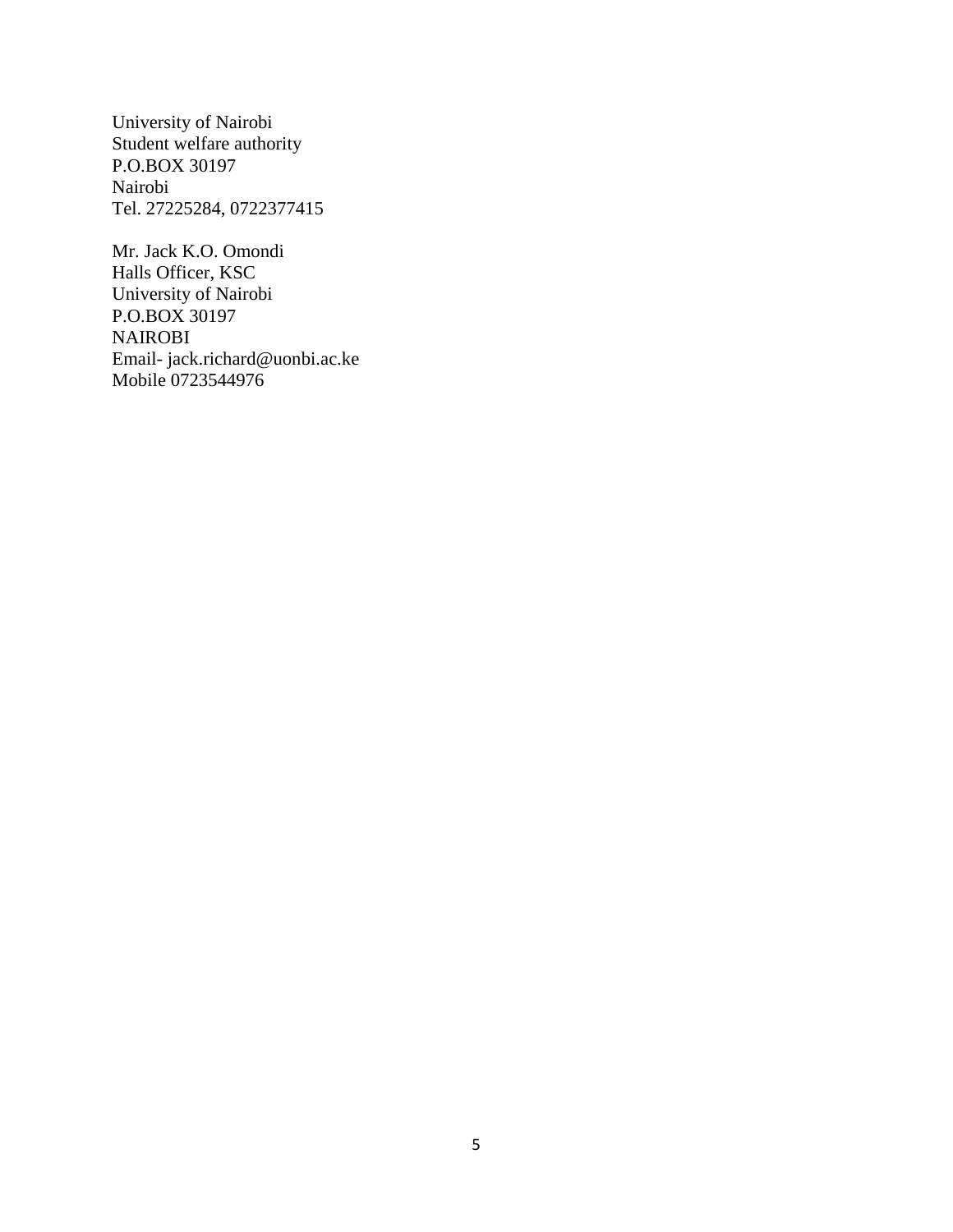University of Nairobi
Student welfare authority
P.O.BOX 30197
Nairobi
Tel. 27225284, 0722377415

Mr. Jack K.O. Omondi
Halls Officer, KSC
University of Nairobi
P.O.BOX 30197
NAIROBI
Email- jack.richard@uonbi.ac.ke
Mobile 0723544976